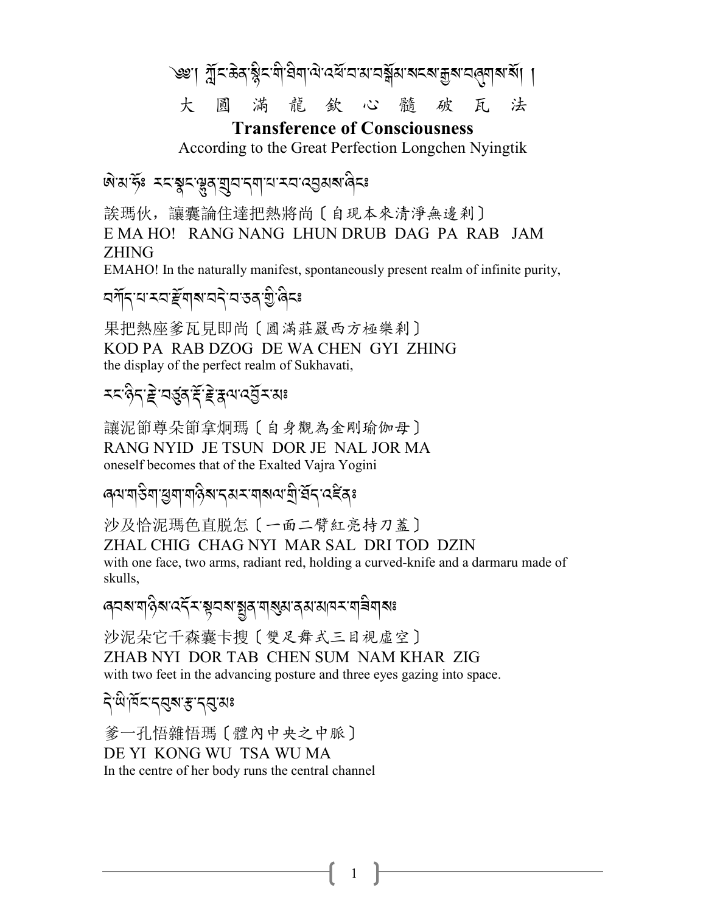# ༄༅། ཀློང་ཆེན་སྙིང་གི་ཐིག་ལེ་འཕོ་བ་མ་བསྒོམ་སངས་རྒྱས་བཞུགས་སོ། །

## 大 圓 滿 龍 欽 心 髓 破 瓦 法

## **Transference of Consciousness**

According to the Great Perfection Longchen Nyingtik

ཨེ་མ་ཧོ༔ རང་སྣང་ལྷུན་གྲུབ་དག་པ་རབ་འབྱམས་ཞིང༔

誒瑪伙，讓囊論住達把熱將尚〔自現本來清淨無邊剎〕

E MA HO! RANG NANG LHUN DRUB DAG PA RAB JAM ZHING

EMAHO! In the naturally manifest, spontaneously present realm of infinite purity,

བཀོད་པ་རབ་རྫོགས་བདེ་བ་ཅན་གྱི་ཞིང༔

果把熱座爹瓦見即尚〔圓滿莊嚴西方極樂剎〕

KOD PA RAB DZOG DE WA CHEN GYI ZHING

the display of the perfect realm of Sukhavati,

རང་ཉིད་རྗེ་བཙུན་རྡོ་རྗེ་རྣལ་འབྱོར་མ༔

讓泥節尊朵節拿炯瑪〔自身觀為金剛瑜伽母〕

RANG NYID JE TSUN DOR JE NAL JOR MA

oneself becomes that of the Exalted Vajra Yogini

ཞལ་གཅིག་ཕྱག་གཉིས་དམར་གསལ་གྲི་ཐོད་འཛིན༔

沙及恰泥瑪色直脫怎〔一面二臂紅亮持刀蓋〕

ZHAL CHIG CHAG NYI MAR SAL DRI TOD DZIN

with one face, two arms, radiant red, holding a curved-knife and a darmaru made of skulls,

ཞབས་གཉིས་འདོར་སྟབས་སྤྱན་གསུམ་ནམ་མཁར་གཟིགས༔

沙泥朵它千森囊卡搜〔雙足舞式三目視虛空〕

ZHAB NYI DOR TAB CHEN SUM NAM KHAR ZIG

with two feet in the advancing posture and three eyes gazing into space.

དེ་ཡི་ཁོང་དབུས་རྩ་དབུ་མ༔

爹一孔悟雜悟瑪〔體內中央之中脈〕

DE YI KONG WU TSA WU MA

In the centre of her body runs the central channel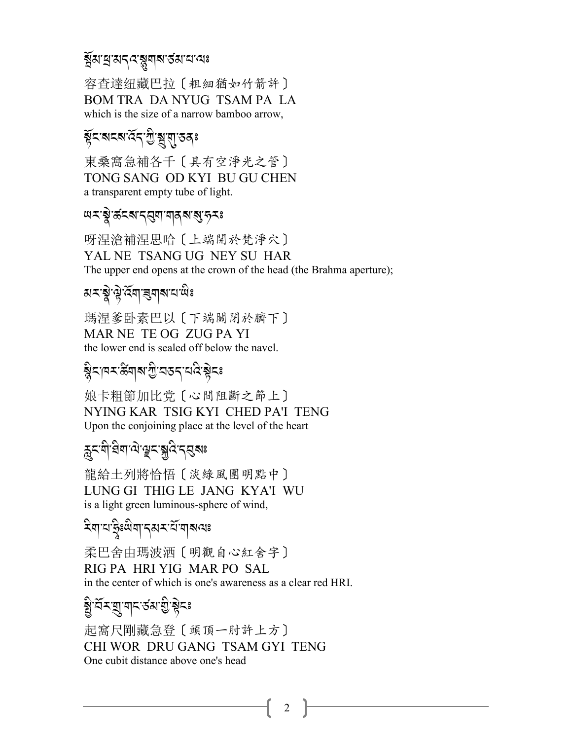སྦོམ་ཕྲ་མདའ་སྨྱུག་ཙམ་པ་ལ༔

容查達纽藏巴拉〔粗細猶如竹箭許〕
BOM TRA  DA NYUG  TSAM PA  LA
which is the size of a narrow bamboo arrow,

སྟོང་སངས་འོད་ཀྱི་སྦུ་གུ་ཅན༔

東桑窩急補各千〔具有空淨光之管〕
TONG SANG  OD KYI  BU GU CHEN
a transparent empty tube of light.

ཡར་སྣེ་ཚངས་དབུག་གནས་སུ་ཧར༔

呀涅滄補涅思哈〔上端開於梵淨穴〕
YAL NE  TSANG UG  NEY SU  HAR
The upper end opens at the crown of the head (the Brahma aperture);

མར་སྣེ་ལྟེ་འོག་ཟུགས་པ་ཡི༔

瑪涅爹卧素巴以〔下端關閉於臍下〕
MAR NE  TE OG  ZUG PA YI
the lower end is sealed off below the navel.

སྙིང་ཁར་ཚིགས་ཀྱི་བཅད་པའི་སྟེང༔

娘卡粗節加比党〔心間阻斷之節上〕
NYING KAR  TSIG KYI  CHED PA'I  TENG
Upon the conjoining place at the level of the heart

རླུང་གི་ཐིག་ལེ་ལྗང་སྐྱའི་དབུས༔

龍給土列將恰悟〔淡綠風團明點中〕
LUNG GI  THIG LE  JANG  KYA'I  WU
is a light green luminous-sphere of wind,

རིག་པ་ཧྲཱིཿཡིག་དམར་པོ་གསལ༔

柔巴舍由瑪波洒〔明觀自心紅舍字〕
RIG PA  HRI YIG  MAR PO  SAL
in the center of which is one's awareness as a clear red HRI.

སྤྱི་བོར་ཁྲུ་གང་ཙམ་གྱི་སྟེང༔

起窩尺剛藏急登〔頭頂一肘許上方〕
CHI WOR  DRU GANG  TSAM GYI  TENG
One cubit distance above one's head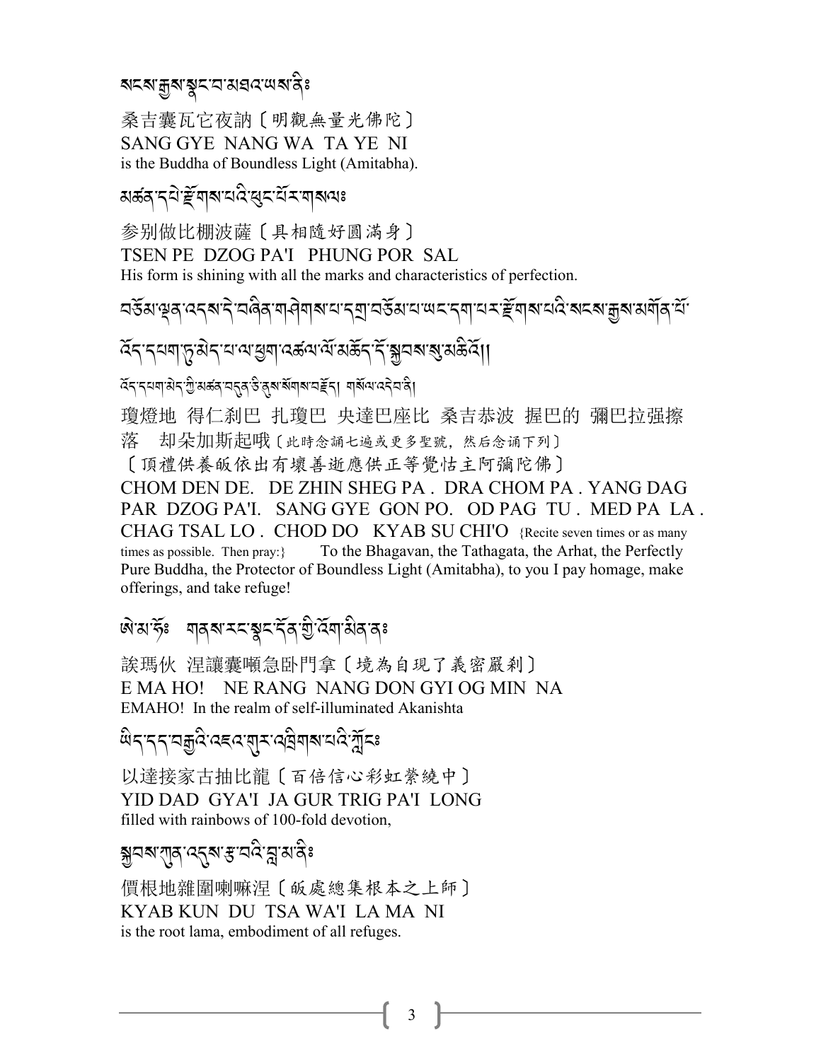སངས་རྒྱས་སྣང་བ་མཐའ་ཡས་ནི༔

桑吉囊瓦它夜訥〔明觀無量光佛陀〕
SANG GYE NANG WA TA YE NI
is the Buddha of Boundless Light (Amitabha).

མཚན་དཔེ་རྫོགས་པའི་ཕུང་པོར་གསལ༔

参別做比棚波薩〔具相隨好圓滿身〕
TSEN PE DZOG PA'I PHUNG POR SAL
His form is shining with all the marks and characteristics of perfection.

བཅོམ་ལྡན་འདས་དེ་བཞིན་གཤེགས་པ་དགྲ་བཅོམ་པ་ཡང་དག་པར་རྫོགས་པའི་སངས་རྒྱས་མགོན་པོ་འོད་དཔག་ཏུ་མེད་པ་ལ་ཕྱག་འཚལ་ལོ་མཆོད་དོ་སྐྱབས་སུ་མཆིའོ།།

འོད་དཔག་མེད་ཀྱི་མཚན་བདུན་ཅི་ནུས་སོགས་བརྗོད། གསོལ་འདེབས་ནི།

瓊燈地 得仁剎巴 扎瓊巴 央達巴座比 桑吉恭波 握巴的 彌巴拉強擦落 却朵加斯起哦〔此時念誦七遍或更多聖號，然后念诵下列〕
〔頂禮供養皈依出有壞善逝應供正等覺怙主阿彌陀佛〕
CHOM DEN DE. DE ZHIN SHEG PA . DRA CHOM PA . YANG DAG PAR DZOG PA'I. SANG GYE GON PO. OD PAG TU . MED PA LA . CHAG TSAL LO . CHOD DO KYAB SU CHI'O {Recite seven times or as many times as possible. Then pray:} To the Bhagavan, the Tathagata, the Arhat, the Perfectly Pure Buddha, the Protector of Boundless Light (Amitabha), to you I pay homage, make offerings, and take refuge!

ཨེ་མ་ཧོ༔ གནས་རང་སྣང་དོན་གྱི་འོག་མིན་ན༔

誒瑪伙 涅讓囊噸急卧門拿〔境為自現了義密嚴剎〕
E MA HO! NE RANG NANG DON GYI OG MIN NA
EMAHO! In the realm of self-illuminated Akanishta

ཡིད་དད་བརྒྱའི་འཇའ་གུར་འཁྲིགས་པའི་ཀློང༔

以達接家古抽比龍〔百倍信心彩虹縈繞中〕
YID DAD GYA'I JA GUR TRIG PA'I LONG
filled with rainbows of 100-fold devotion,

སྐྱབས་ཀུན་འདུས་རྩ་བའི་བླ་མ་ནི༔

價根地雜圍喇嘛涅〔皈處總集根本之上師〕
KYAB KUN DU TSA WA'I LA MA NI
is the root lama, embodiment of all refuges.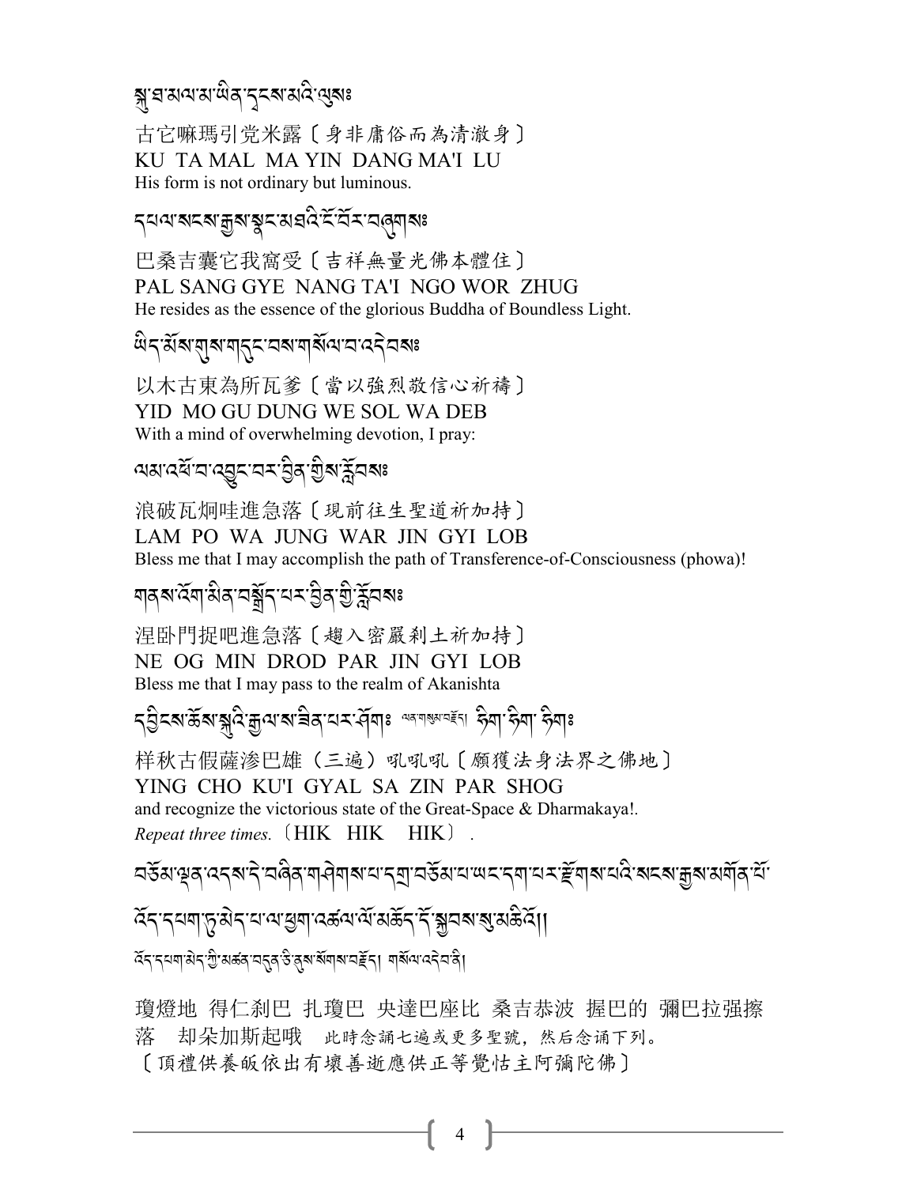སྐུ་ཐ་མལ་མ་ཡིན་དྭངས་མའི་ལུས༔

古它嘛瑪引党米露〔身非庸俗而為清澈身〕
KU TA MAL MA YIN DANG MA'I LU
His form is not ordinary but luminous.

དཔལ་སངས་རྒྱས་སྣང་མཐའི་ངོ་བོར་བཞུགས༔

巴桑吉囊它我窩受〔吉祥無量光佛本體住〕
PAL SANG GYE NANG TA'I NGO WOR ZHUG
He resides as the essence of the glorious Buddha of Boundless Light.

ཡིད་མོས་གུས་གདུང་བས་གསོལ་བ་འདེབས༔

以木古東為所瓦爹〔當以強烈敬信心祈禱〕
YID MO GU DUNG WE SOL WA DEB
With a mind of overwhelming devotion, I pray:

ལམ་འཕོ་བ་འབྱུང་བར་བྱིན་གྱིས་རློབས༔

浪破瓦炯哇進急落〔現前往生聖道祈加持〕
LAM PO WA JUNG WAR JIN GYI LOB
Bless me that I may accomplish the path of Transference-of-Consciousness (phowa)!

གནས་འོག་མིན་བགྲོད་པར་བྱིན་གྱི་རློབས༔

涅臥門捉吧進急落〔趨入密嚴刹土祈加持〕
NE OG MIN DROD PAR JIN GYI LOB
Bless me that I may pass to the realm of Akanishta

དབྱིངས་ཆོས་སྐུའི་རྒྱལ་ས་ཟིན་པར་ཤོག༔ ལན་གསུམ་བརྗོད། ཧིག་ཧིག་ཧིག༔

样秋古假薩滲巴雄（三遍）吼吼吼〔願獲法身法界之佛地〕
YING CHO KU'I GYAL SA ZIN PAR SHOG
and recognize the victorious state of the Great-Space & Dharmakaya!.
*Repeat three times.*〔HIK HIK HIK〕.

བཅོམ་ལྡན་འདས་དེ་བཞིན་གཤེགས་པ་དགྲ་བཅོམ་པ་ཡང་དག་པར་རྫོགས་པའི་སངས་རྒྱས་མགོན་པོ་འོད་དཔག་ཏུ་མེད་པ་ལ་ཕྱག་འཚལ་ལོ་མཆོད་དོ་སྐྱབས་སུ་མཆིའོ།།

འོད་དཔག་མེད་ཀྱི་མཚན་བདུན་ཅི་ནུས་སོགས་བརྗོད། གསོལ་འདེབ་ནི།

瓊燈地 得仁刹巴 扎瓊巴 央達巴座比 桑吉恭波 握巴的 彌巴拉强擦落 却朵加斯起哦 此時念誦七遍或更多聖號，然后念诵下列。
〔頂禮供養皈依出有壞善逝應供正等覺怙主阿彌陀佛〕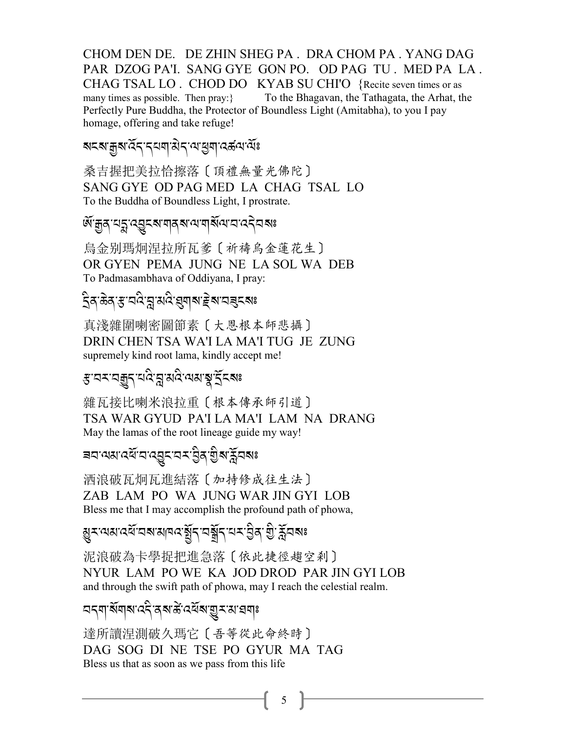CHOM DEN DE. DE ZHIN SHEG PA . DRA CHOM PA . YANG DAG PAR DZOG PA'I. SANG GYE GON PO. OD PAG TU . MED PA LA . CHAG TSAL LO . CHOD DO KYAB SU CHI'O {Recite seven times or as many times as possible. Then pray:} To the Bhagavan, the Tathagata, the Arhat, the Perfectly Pure Buddha, the Protector of Boundless Light (Amitabha), to you I pay homage, offering and take refuge!

སངས་རྒྱས་འོད་དཔག་མེད་ལ་ཕྱག་འཚལ་ལོ༔

桑吉握把美拉恰擦落〔頂禮無量光佛陀〕
SANG GYE OD PAG MED LA CHAG TSAL LO
To the Buddha of Boundless Light, I prostrate.

ཨོ་རྒྱན་པདྨ་འབྱུང་གནས་ལ་གསོལ་བ་འདེབས༔

烏金別瑪炯涅拉所瓦爹〔祈禱烏金蓮花生〕
OR GYEN PEMA JUNG NE LA SOL WA DEB
To Padmasambhava of Oddiyana, I pray:

དྲིན་ཆེན་རྩ་བའི་བླ་མའི་ཐུགས་རྗེས་བཟུངས༔

真淺雜圍喇密圖節素〔大恩根本師悲攝〕
DRIN CHEN TSA WA'I LA MA'I TUG JE ZUNG
supremely kind root lama, kindly accept me!

རྩ་བར་བརྒྱུད་པའི་བླ་མའི་ལམ་སྣ་དྲོངས༔

雜瓦接比喇米浪拉重〔根本傳承師引道〕
TSA WAR GYUD PA'I LA MA'I LAM NA DRANG
May the lamas of the root lineage guide my way!

ཟབ་ལམ་འཕོ་བ་འགྲུབ་པར་བྱིན་གྱིས་རློབས༔

洒浪破瓦炯瓦進結落〔加持修成往生法〕
ZAB LAM PO WA JUNG WAR JIN GYI LOB
Bless me that I may accomplish the profound path of phowa,

མྱུར་ལམ་འཕོ་བས་མཁའ་སྤྱོད་བགྲོད་པར་བྱིན་གྱི་རློབས༔

泥浪破為卡學捉把進急落〔依此捷徑趨空刹〕
NYUR LAM PO WE KA JOD DROD PAR JIN GYI LOB
and through the swift path of phowa, may I reach the celestial realm.

བདག་སོགས་འདི་ནས་ཚེ་འཕོས་གྱུར་མ་ཐག༔

達所讀涅測破久瑪它〔吾等從此命終時〕
DAG SOG DI NE TSE PO GYUR MA TAG
Bless us that as soon as we pass from this life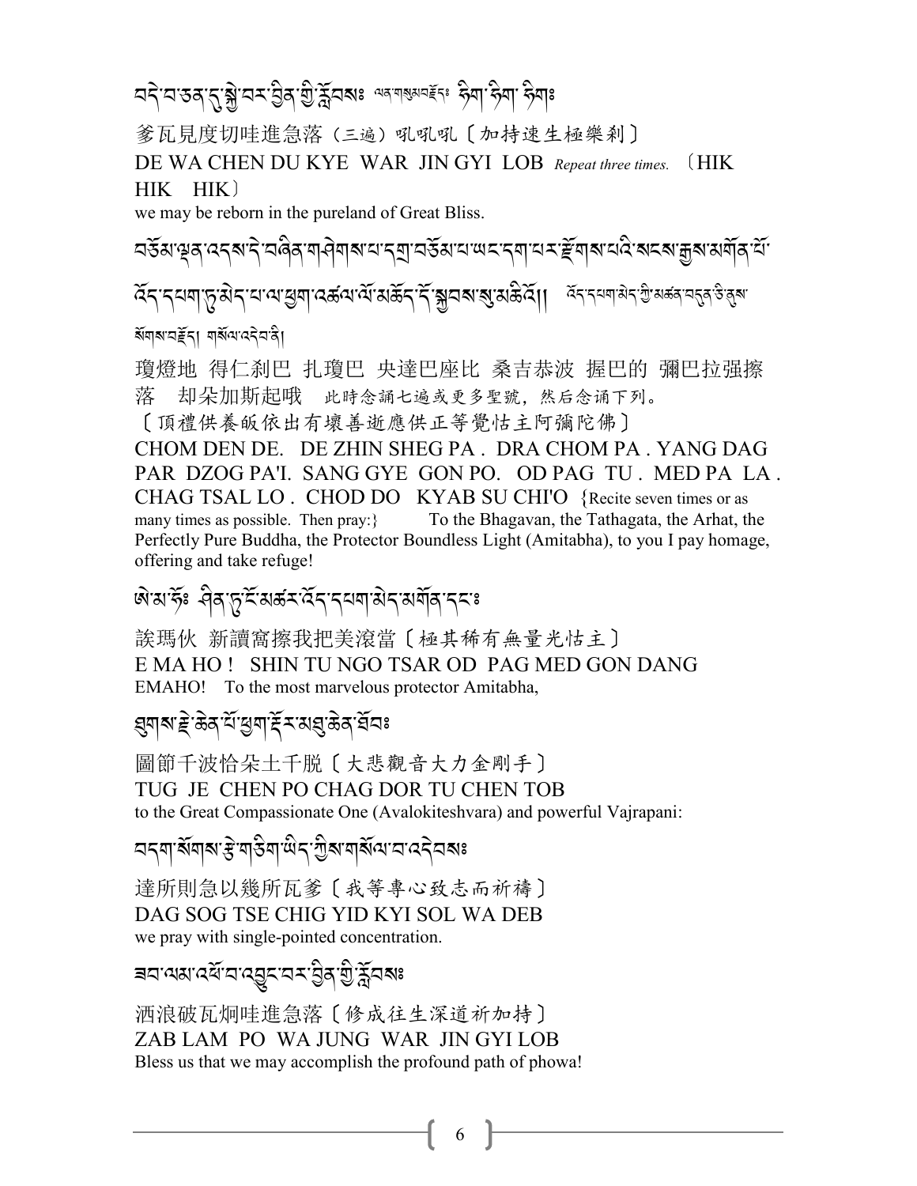བདེ་བ་ཅན་དུ་སྐྱེ་བར་བྱིན་གྱིས་རློབས༔ ལན་གསུམ་བརྗོད༔ ཧིག་ཧིག་ ཧིག༔

爹瓦見度切哇進急落（三遍）吼吼吼〔加持速生極樂剎〕

DE WA CHEN DU KYE WAR JIN GYI LOB *Repeat three times.* 〔HIK HIK HIK〕

we may be reborn in the pureland of Great Bliss.

བཅོམ་ལྡན་འདས་དེ་བཞིན་གཤེགས་པ་དགྲ་བཅོམ་པ་ཡང་དག་པར་རྫོགས་པའི་སངས་རྒྱས་མགོན་པོ་འོད་དཔག་ཏུ་མེད་པ་ལ་ཕྱག་འཚལ་ལོ་མཆོད་དོ་སྐྱབས་སུ་མཆིའོ།། འོད་དཔག་མེད་ཀྱི་མཚན་བདུན་ཅི་ནུས་སོགས་བརྗོད། གསོལ་འདེབ་ནི།

瓊燈地 得仁刹巴 扎瓊巴 央達巴座比 桑吉恭波 握巴的 彌巴拉强擦落 却朵加斯起哦 此時念誦七遍或更多聖號，然后念诵下列。

〔頂禮供養皈依出有壞善逝應供正等覺怙主阿彌陀佛〕

CHOM DEN DE. DE ZHIN SHEG PA . DRA CHOM PA . YANG DAG PAR DZOG PA'I. SANG GYE GON PO. OD PAG TU . MED PA LA . CHAG TSAL LO . CHOD DO KYAB SU CHI'O {Recite seven times or as many times as possible. Then pray:} To the Bhagavan, the Tathagata, the Arhat, the Perfectly Pure Buddha, the Protector Boundless Light (Amitabha), to you I pay homage, offering and take refuge!

ཨེ་མ་ཧོ༔ ཤིན་ཏུ་ངོ་མཚར་འོད་དཔག་མེད་མགོན་དང༔

誒瑪伙 新讀窩擦我把美滾當〔極其稀有無量光怙主〕

E MA HO ! SHIN TU NGO TSAR OD PAG MED GON DANG

EMAHO! To the most marvelous protector Amitabha,

ཐུགས་རྗེ་ཆེན་པོ་ཕྱག་རྡོར་མཐུ་ཆེན་ཐོབ༔

圖節千波恰朵土千脫〔大悲觀音大力金剛手〕

TUG JE CHEN PO CHAG DOR TU CHEN TOB

to the Great Compassionate One (Avalokiteshvara) and powerful Vajrapani:

བདག་སོགས་རྩེ་གཅིག་ཡིད་ཀྱིས་གསོལ་བ་འདེབས༔

達所則急以幾所瓦爹〔我等專心致志而祈禱〕

DAG SOG TSE CHIG YID KYI SOL WA DEB

we pray with single-pointed concentration.

ཟབ་ལམ་འཕོ་བ་འགྲུབ་པར་བྱིན་གྱིས་རློབས༔

洒浪破瓦炯哇進急落〔修成往生深道祈加持〕

ZAB LAM PO WA JUNG WAR JIN GYI LOB

Bless us that we may accomplish the profound path of phowa!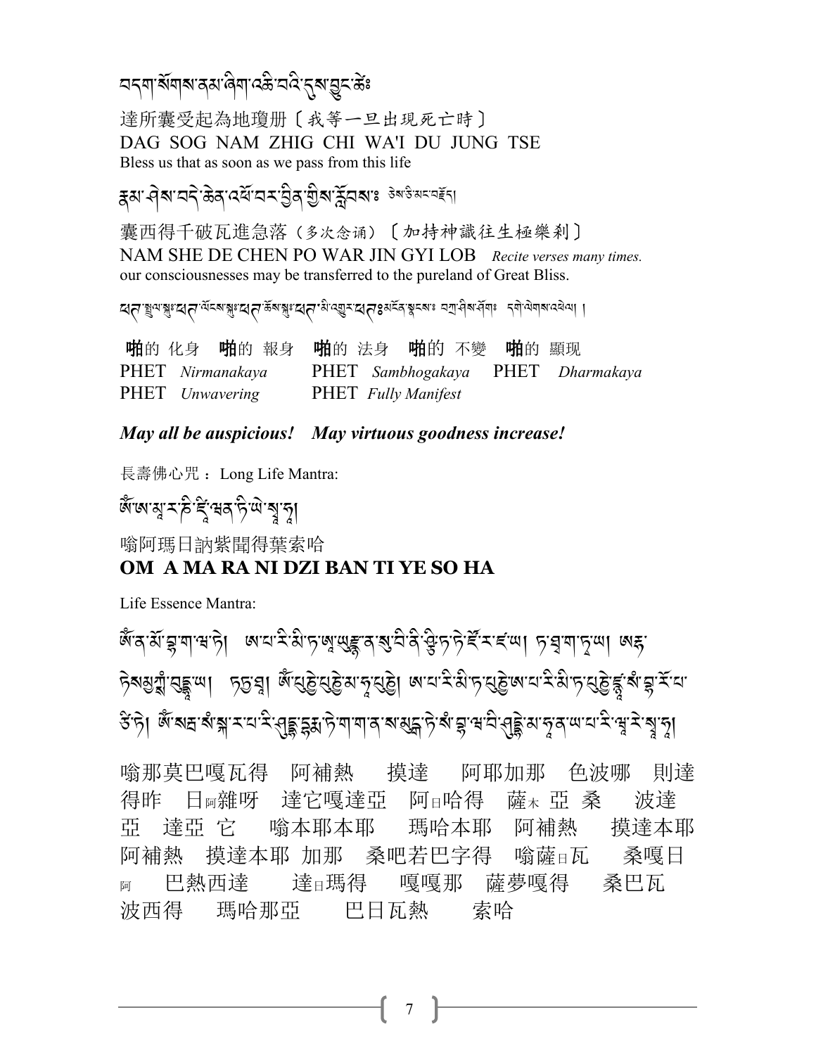བདག་སོགས་ནམ་ཞིག་འཆི་བའི་དུས་བྱུང་ཚེ༔

達所囊受起為地瓊册〔我等一旦出現死亡時〕
DAG SOG NAM ZHIG CHI WA'I DU JUNG TSE
Bless us that as soon as we pass from this life

རྣམ་ཤེས་བདེ་ཆེན་འཕོ་བར་བྱིན་གྱིས་རློབས༔ ཅེས་ཅི་མང་བཟློད།

囊西得千破瓦進急落（多次念诵）〔加持神識往生極樂剎〕
NAM SHE DE CHEN PO WAR JIN GYI LOB *Recite verses many times.*
our consciousnesses may be transferred to the pureland of Great Bliss.

ཕཊ་སྤྲུལ་སྐུ༔ཕཊ་ལོངས་སྐུ༔ཕཊ་ཆོས་སྐུ༔ཕཊ་མི་འགྱུར་ཕཊ༔མངོན་སྣང་༔ བཀྲ་ཤིས་ཤོག༔ དགེ་ལེགས་འཕེལ། །

**啪**的 化身 **啪**的 報身 **啪**的 法身 **啪**的 不變 **啪**的 顯现
PHET *Nirmanakaya* PHET *Sambhogakaya* PHET *Dharmakaya*
PHET *Unwavering* PHET *Fully Manifest*

***May all be auspicious! May virtuous goodness increase!***

長壽佛心咒 ：Long Life Mantra:

ཨོཾ་ཨ་མ་ར་ཎི་ཛཱི་ཝན་ཏི་ཡེ་སྭཱ་ཧཱ།

嗡阿瑪日訥紫聞得葉索哈
**OM A MA RA NI DZI BAN TI YE SO HA**

Life Essence Mantra:

ཨོཾ་ན་མོ་བྷ་ག་ཝ་ཏེ། ཨ་པ་རི་མི་ཏ་ཨཱ་ཡུརྫྙཱ་ན་སུ་བི་ནི་ཤྩི་ཏ་ཏེ་ཛོ་ར་ཛ་ཡ། ཏ་ཐཱ་ག་ཏ་ཡ། ཨརྷ་ཏེ་སམྱཀྶཾ་བུདྡྷ་ཡ། ཏདྱ་ཐཱ། ཨོཾ་པུཎྱེ་པུཎྱེ་མ་ཧཱ་པུཎྱེ། ཨ་པ་རི་མི་ཏ་པུཎྱེ་ཨ་པ་རི་མི་ཏ་པུཎྱེ་ཛྙཱ་ནཾ་སཾ་བྷཱ་རོ་པ་ཙི་ཏེ། ཨོཾ་སརྦ་སཾསྐཱ་ར་པ་རི་ཤུདྡྷ་དྷརྨ་ཏེ་ག་ག་ན་སམུདྒ་ཏེ་སྭ་བྷཱ་ཝ་བི་ཤུདྡྷེ་མ་ཧཱ་ན་ཡ་པ་རི་ཝཱ་རེ་སྭཱ་ཧཱ།

嗡那莫巴嘎瓦得 阿補熱 摸達 阿耶加那 色波哪 則達得昨 日阿雜呀 達它嘎達亞 阿日哈得 薩木亞桑 波達亞 達亞它 嗡本耶本耶 瑪哈本耶 阿補熱 摸達本耶 阿補熱 摸達本耶 加那 桑吧若巴字得 嗡薩日瓦 桑嘎日阿 巴熱西達 達日瑪得 嘎嘎那 薩夢嘎得 桑巴瓦 波西得 瑪哈那亞 巴日瓦熱 索哈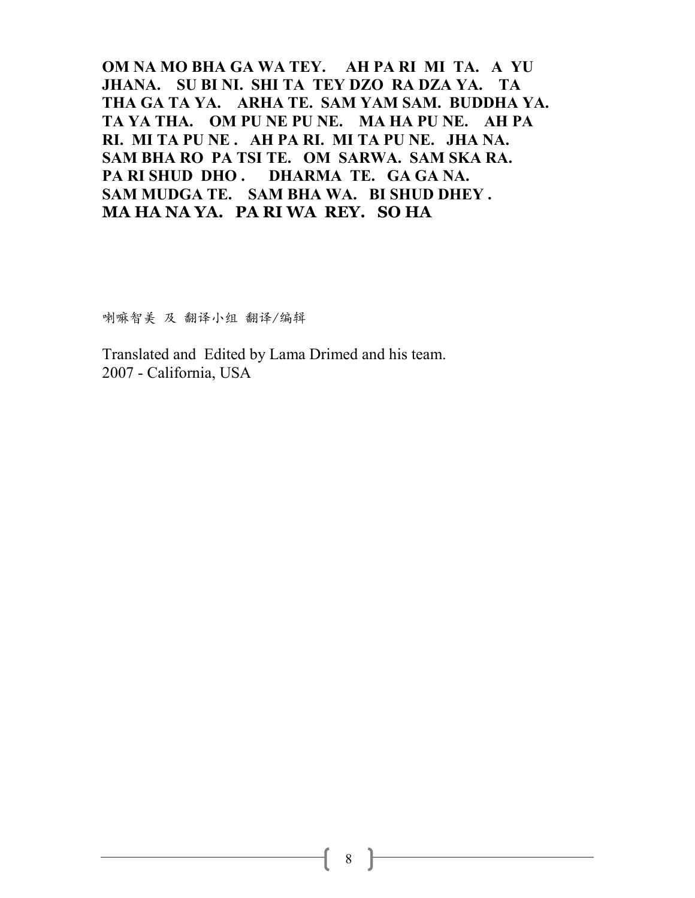**OM NA MO BHA GA WA TEY.   AH PA RI  MI  TA.   A  YU JHANA.   SU BI NI.  SHI TA  TEY DZO  RA DZA YA.   TA THA GA TA YA.   ARHA TE.  SAM YAM SAM.  BUDDHA YA. TA YA THA.   OM PU NE PU NE.   MA HA PU NE.   AH PA RI.  MI TA PU NE .  AH PA RI.  MI TA PU NE.   JHA NA. SAM BHA RO  PA TSI TE.   OM  SARWA.  SAM SKA RA. PA RI SHUD  DHO .     DHARMA  TE.   GA GA NA. SAM MUDGA TE.   SAM BHA WA.   BI SHUD DHEY . MA HA NA YA.   PA RI WA  REY.   SO HA**

喇嘛智美 及 翻译小组 翻译/编辑

Translated and  Edited by Lama Drimed and his team.
2007 - California, USA